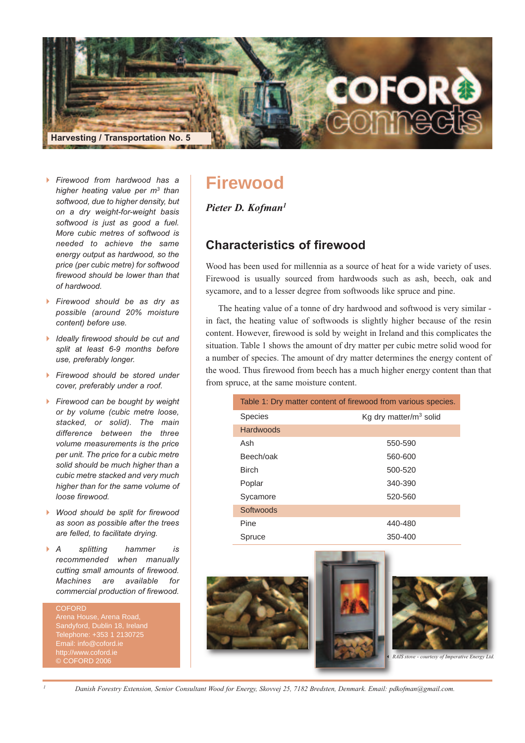Harvesting / Transportation No. 5

# Firewood

***Pieter D. Kofman[1]***

## Characteristics of firewood

Wood has been used for millennia as a source of heat for a wide variety of uses. Firewood is usually sourced from hardwoods such as ash, beech, oak and sycamore, and to a lesser degree from softwoods like spruce and pine.

The heating value of a tonne of dry hardwood and softwood is very similar - in fact, the heating value of softwoods is slightly higher because of the resin content. However, firewood is sold by weight in Ireland and this complicates the situation. Table 1 shows the amount of dry matter per cubic metre solid wood for a number of species. The amount of dry matter determines the energy content of the wood. Thus firewood from beech has a much higher energy content than that from spruce, at the same moisture content.

Table 1: Dry matter content of firewood from various species.

| Species | Kg dry matter/m$^3$ solid |
|---|---|
| **Hardwoods** | |
| Ash | 550-590 |
| Beech/oak | 560-600 |
| Birch | 500-520 |
| Poplar | 340-390 |
| Sycamore | 520-560 |
| **Softwoods** | |
| Pine | 440-480 |
| Spruce | 350-400 |

RAIS stove - courtesy of Imperative Energy Ltd.

- *Firewood from hardwood has a higher heating value per m$^3$ than softwood, due to higher density, but on a dry weight-for-weight basis softwood is just as good a fuel. More cubic metres of softwood is needed to achieve the same energy output as hardwood, so the price (per cubic metre) for softwood firewood should be lower than that of hardwood.*
- *Firewood should be as dry as possible (around 20% moisture content) before use.*
- *Ideally firewood should be cut and split at least 6-9 months before use, preferably longer.*
- *Firewood should be stored under cover, preferably under a roof.*
- *Firewood can be bought by weight or by volume (cubic metre loose, stacked, or solid). The main difference between the three volume measurements is the price per unit. The price for a cubic metre solid should be much higher than a cubic metre stacked and very much higher than for the same volume of loose firewood.*
- *Wood should be split for firewood as soon as possible after the trees are felled, to facilitate drying.*
- *A splitting hammer is recommended when manually cutting small amounts of firewood. Machines are available for commercial production of firewood.*

COFORD
Arena House, Arena Road,
Sandyford, Dublin 18, Ireland
Telephone: +353 1 2130725
Email: info@coford.ie
http://www.coford.ie
© COFORD 2006

[1] Danish Forestry Extension, Senior Consultant Wood for Energy, Skovvej 25, 7182 Bredsten, Denmark. Email: pdkofman@gmail.com.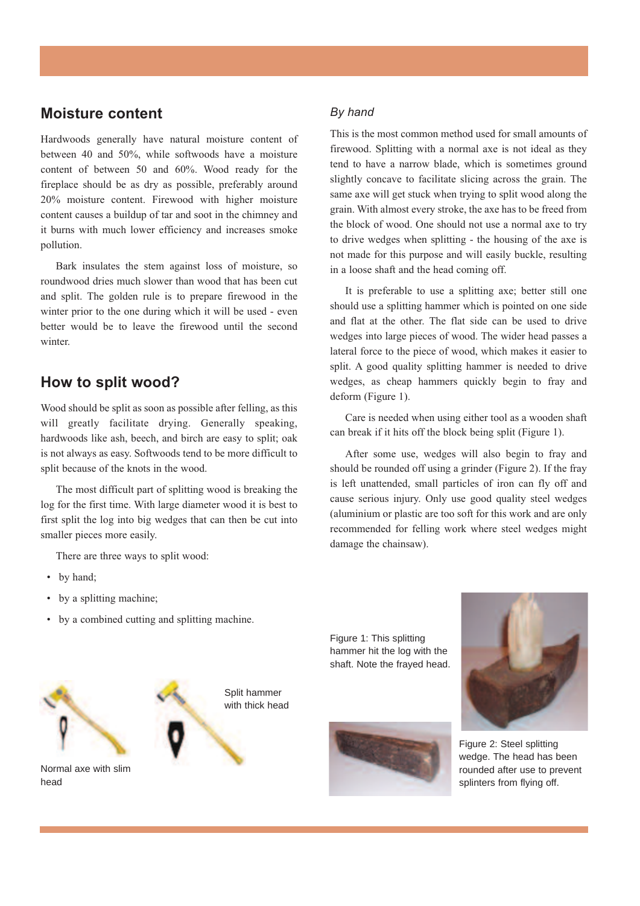## Moisture content

Hardwoods generally have natural moisture content of between 40 and 50%, while softwoods have a moisture content of between 50 and 60%. Wood ready for the fireplace should be as dry as possible, preferably around 20% moisture content. Firewood with higher moisture content causes a buildup of tar and soot in the chimney and it burns with much lower efficiency and increases smoke pollution.

Bark insulates the stem against loss of moisture, so roundwood dries much slower than wood that has been cut and split. The golden rule is to prepare firewood in the winter prior to the one during which it will be used - even better would be to leave the firewood until the second winter.

## How to split wood?

Wood should be split as soon as possible after felling, as this will greatly facilitate drying. Generally speaking, hardwoods like ash, beech, and birch are easy to split; oak is not always as easy. Softwoods tend to be more difficult to split because of the knots in the wood.

The most difficult part of splitting wood is breaking the log for the first time. With large diameter wood it is best to first split the log into big wedges that can then be cut into smaller pieces more easily.

There are three ways to split wood:

- by hand;
- by a splitting machine;
- by a combined cutting and splitting machine.

Normal axe with slim head

Split hammer with thick head

### *By hand*

This is the most common method used for small amounts of firewood. Splitting with a normal axe is not ideal as they tend to have a narrow blade, which is sometimes ground slightly concave to facilitate slicing across the grain. The same axe will get stuck when trying to split wood along the grain. With almost every stroke, the axe has to be freed from the block of wood. One should not use a normal axe to try to drive wedges when splitting - the housing of the axe is not made for this purpose and will easily buckle, resulting in a loose shaft and the head coming off.

It is preferable to use a splitting axe; better still one should use a splitting hammer which is pointed on one side and flat at the other. The flat side can be used to drive wedges into large pieces of wood. The wider head passes a lateral force to the piece of wood, which makes it easier to split. A good quality splitting hammer is needed to drive wedges, as cheap hammers quickly begin to fray and deform (Figure 1).

Care is needed when using either tool as a wooden shaft can break if it hits off the block being split (Figure 1).

After some use, wedges will also begin to fray and should be rounded off using a grinder (Figure 2). If the fray is left unattended, small particles of iron can fly off and cause serious injury. Only use good quality steel wedges (aluminium or plastic are too soft for this work and are only recommended for felling work where steel wedges might damage the chainsaw).

Figure 1: This splitting hammer hit the log with the shaft. Note the frayed head.

Figure 2: Steel splitting wedge. The head has been rounded after use to prevent splinters from flying off.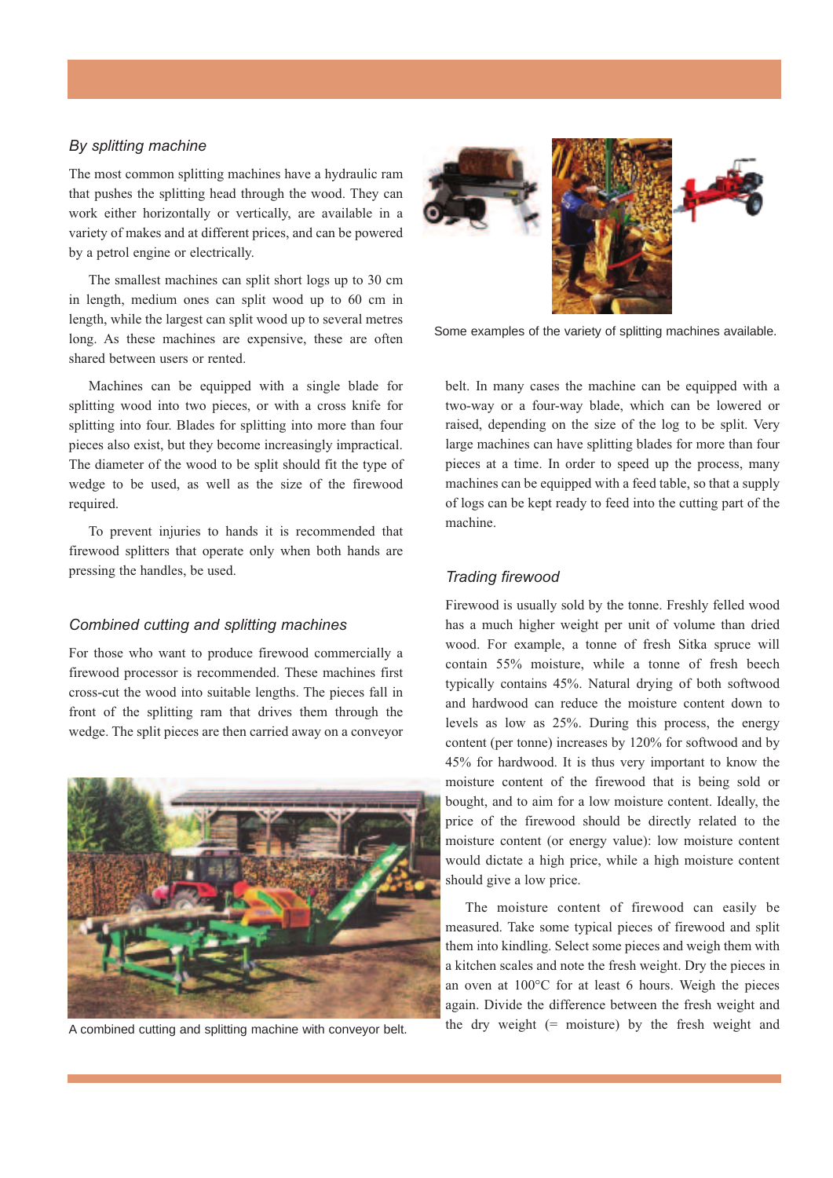### *By splitting machine*

The most common splitting machines have a hydraulic ram that pushes the splitting head through the wood. They can work either horizontally or vertically, are available in a variety of makes and at different prices, and can be powered by a petrol engine or electrically.

The smallest machines can split short logs up to 30 cm in length, medium ones can split wood up to 60 cm in length, while the largest can split wood up to several metres long. As these machines are expensive, these are often shared between users or rented.

Machines can be equipped with a single blade for splitting wood into two pieces, or with a cross knife for splitting into four. Blades for splitting into more than four pieces also exist, but they become increasingly impractical. The diameter of the wood to be split should fit the type of wedge to be used, as well as the size of the firewood required.

To prevent injuries to hands it is recommended that firewood splitters that operate only when both hands are pressing the handles, be used.

Some examples of the variety of splitting machines available.

### *Combined cutting and splitting machines*

For those who want to produce firewood commercially a firewood processor is recommended. These machines first cross-cut the wood into suitable lengths. The pieces fall in front of the splitting ram that drives them through the wedge. The split pieces are then carried away on a conveyor belt. In many cases the machine can be equipped with a two-way or a four-way blade, which can be lowered or raised, depending on the size of the log to be split. Very large machines can have splitting blades for more than four pieces at a time. In order to speed up the process, many machines can be equipped with a feed table, so that a supply of logs can be kept ready to feed into the cutting part of the machine.

A combined cutting and splitting machine with conveyor belt.

### *Trading firewood*

Firewood is usually sold by the tonne. Freshly felled wood has a much higher weight per unit of volume than dried wood. For example, a tonne of fresh Sitka spruce will contain 55% moisture, while a tonne of fresh beech typically contains 45%. Natural drying of both softwood and hardwood can reduce the moisture content down to levels as low as 25%. During this process, the energy content (per tonne) increases by 120% for softwood and by 45% for hardwood. It is thus very important to know the moisture content of the firewood that is being sold or bought, and to aim for a low moisture content. Ideally, the price of the firewood should be directly related to the moisture content (or energy value): low moisture content would dictate a high price, while a high moisture content should give a low price.

The moisture content of firewood can easily be measured. Take some typical pieces of firewood and split them into kindling. Select some pieces and weigh them with a kitchen scales and note the fresh weight. Dry the pieces in an oven at 100°C for at least 6 hours. Weigh the pieces again. Divide the difference between the fresh weight and the dry weight (= moisture) by the fresh weight and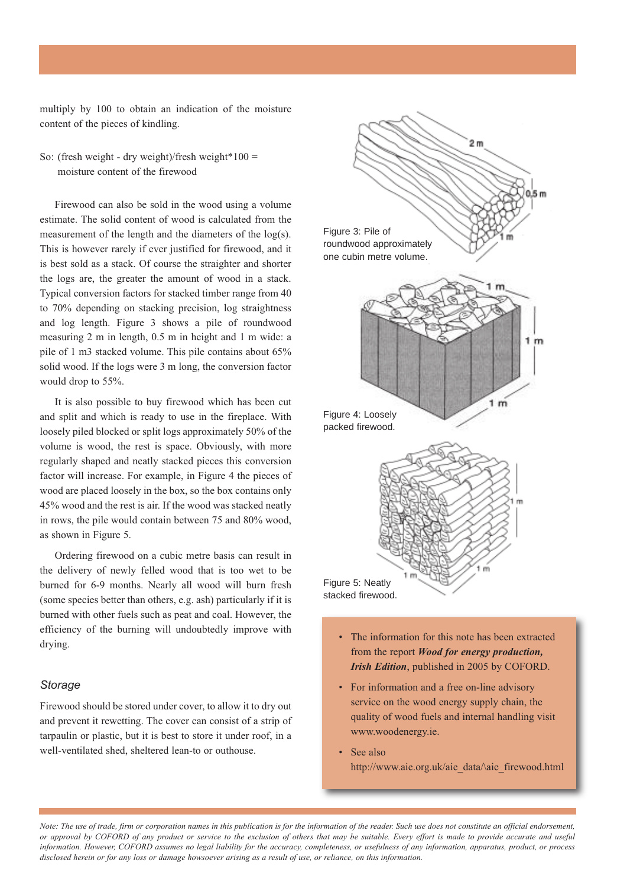multiply by 100 to obtain an indication of the moisture content of the pieces of kindling.

So: (fresh weight - dry weight)/fresh weight*100 = moisture content of the firewood

Firewood can also be sold in the wood using a volume estimate. The solid content of wood is calculated from the measurement of the length and the diameters of the log(s). This is however rarely if ever justified for firewood, and it is best sold as a stack. Of course the straighter and shorter the logs are, the greater the amount of wood in a stack. Typical conversion factors for stacked timber range from 40 to 70% depending on stacking precision, log straightness and log length. Figure 3 shows a pile of roundwood measuring 2 m in length, 0.5 m in height and 1 m wide: a pile of 1 m3 stacked volume. This pile contains about 65% solid wood. If the logs were 3 m long, the conversion factor would drop to 55%.

It is also possible to buy firewood which has been cut and split and which is ready to use in the fireplace. With loosely piled blocked or split logs approximately 50% of the volume is wood, the rest is space. Obviously, with more regularly shaped and neatly stacked pieces this conversion factor will increase. For example, in Figure 4 the pieces of wood are placed loosely in the box, so the box contains only 45% wood and the rest is air. If the wood was stacked neatly in rows, the pile would contain between 75 and 80% wood, as shown in Figure 5.

Ordering firewood on a cubic metre basis can result in the delivery of newly felled wood that is too wet to be burned for 6-9 months. Nearly all wood will burn fresh (some species better than others, e.g. ash) particularly if it is burned with other fuels such as peat and coal. However, the efficiency of the burning will undoubtedly improve with drying.

### *Storage*

Firewood should be stored under cover, to allow it to dry out and prevent it rewetting. The cover can consist of a strip of tarpaulin or plastic, but it is best to store it under roof, in a well-ventilated shed, sheltered lean-to or outhouse.

2 m
0,5 m
1 m

Figure 3: Pile of roundwood approximately one cubin metre volume.

1 m
1 m
1 m

Figure 4: Loosely packed firewood.

1 m
1 m
1 m

Figure 5: Neatly stacked firewood.

- The information for this note has been extracted from the report ***Wood for energy production, Irish Edition***, published in 2005 by COFORD.
- For information and a free on-line advisory service on the wood energy supply chain, the quality of wood fuels and internal handling visit www.woodenergy.ie.
- See also http://www.aie.org.uk/aie_data/\aie_firewood.html

*Note: The use of trade, firm or corporation names in this publication is for the information of the reader. Such use does not constitute an official endorsement, or approval by COFORD of any product or service to the exclusion of others that may be suitable. Every effort is made to provide accurate and useful information. However, COFORD assumes no legal liability for the accuracy, completeness, or usefulness of any information, apparatus, product, or process disclosed herein or for any loss or damage howsoever arising as a result of use, or reliance, on this information.*